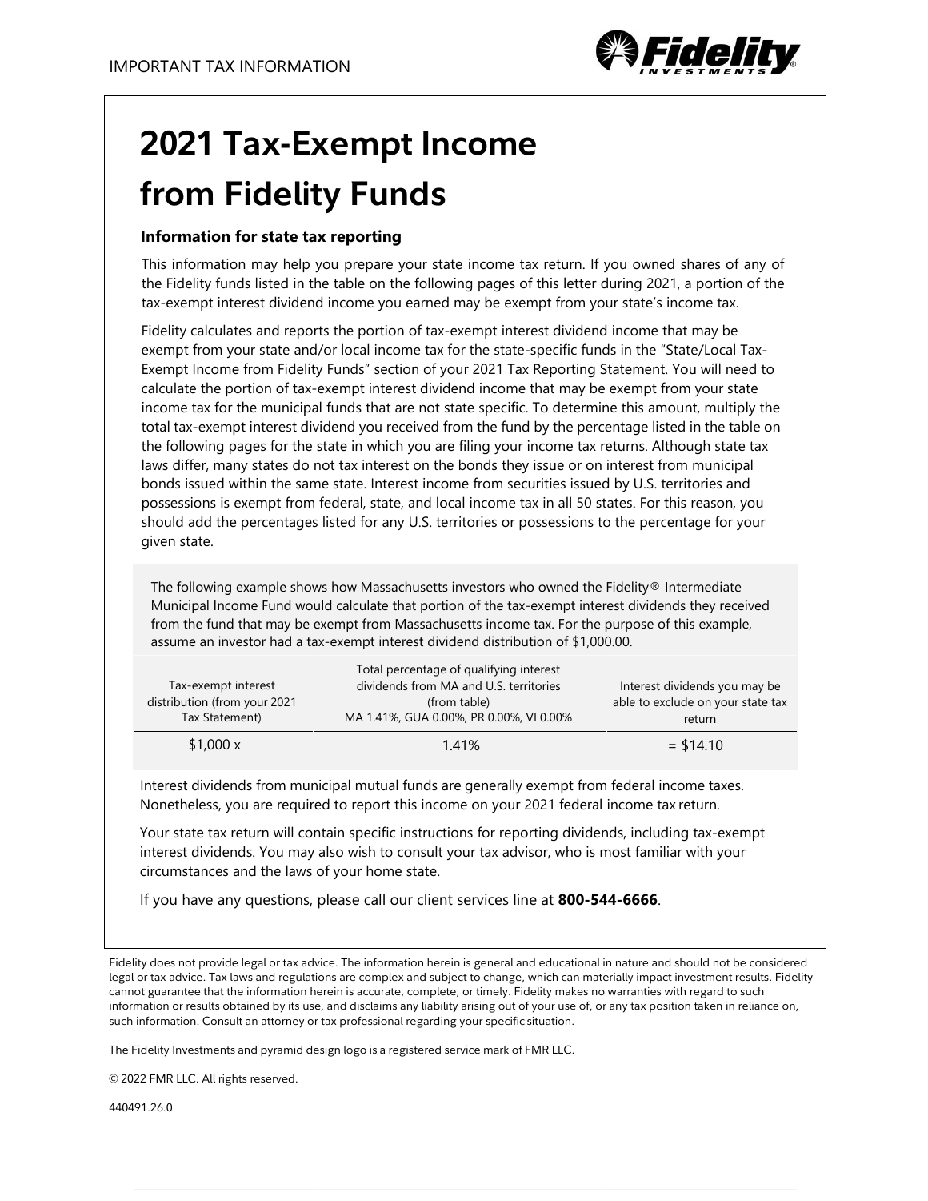IMPORTANT TAX INFORMATION

# 2021 Tax-Exempt Income from Fidelity Funds

### Information for state tax reporting

This information may help you prepare your state income tax return. If you owned shares of any of the Fidelity funds listed in the table on the following pages of this letter during 2021, a portion of the tax-exempt interest dividend income you earned may be exempt from your state's income tax.

Fidelity calculates and reports the portion of tax-exempt interest dividend income that may be exempt from your state and/or local income tax for the state-specific funds in the "State/Local Tax-Exempt Income from Fidelity Funds" section of your 2021 Tax Reporting Statement. You will need to calculate the portion of tax-exempt interest dividend income that may be exempt from your state income tax for the municipal funds that are not state specific. To determine this amount, multiply the total tax-exempt interest dividend you received from the fund by the percentage listed in the table on the following pages for the state in which you are filing your income tax returns. Although state tax laws differ, many states do not tax interest on the bonds they issue or on interest from municipal bonds issued within the same state. Interest income from securities issued by U.S. territories and possessions is exempt from federal, state, and local income tax in all 50 states. For this reason, you should add the percentages listed for any U.S. territories or possessions to the percentage for your given state.

The following example shows how Massachusetts investors who owned the Fidelity® Intermediate Municipal Income Fund would calculate that portion of the tax-exempt interest dividends they received from the fund that may be exempt from Massachusetts income tax. For the purpose of this example, assume an investor had a tax-exempt interest dividend distribution of $1,000.00.

| Tax-exempt interest distribution (from your 2021 Tax Statement) | Total percentage of qualifying interest dividends from MA and U.S. territories (from table) MA 1.41%, GUA 0.00%, PR 0.00%, VI 0.00% | Interest dividends you may be able to exclude on your state tax return |
|---|---|---|
| $1,000 x | 1.41% | = $14.10 |

Interest dividends from municipal mutual funds are generally exempt from federal income taxes. Nonetheless, you are required to report this income on your 2021 federal income tax return.

Your state tax return will contain specific instructions for reporting dividends, including tax-exempt interest dividends. You may also wish to consult your tax advisor, who is most familiar with your circumstances and the laws of your home state.

If you have any questions, please call our client services line at **800-544-6666**.

Fidelity does not provide legal or tax advice. The information herein is general and educational in nature and should not be considered legal or tax advice. Tax laws and regulations are complex and subject to change, which can materially impact investment results. Fidelity cannot guarantee that the information herein is accurate, complete, or timely. Fidelity makes no warranties with regard to such information or results obtained by its use, and disclaims any liability arising out of your use of, or any tax position taken in reliance on, such information. Consult an attorney or tax professional regarding your specific situation.

The Fidelity Investments and pyramid design logo is a registered service mark of FMR LLC.

© 2022 FMR LLC. All rights reserved.

440491.26.0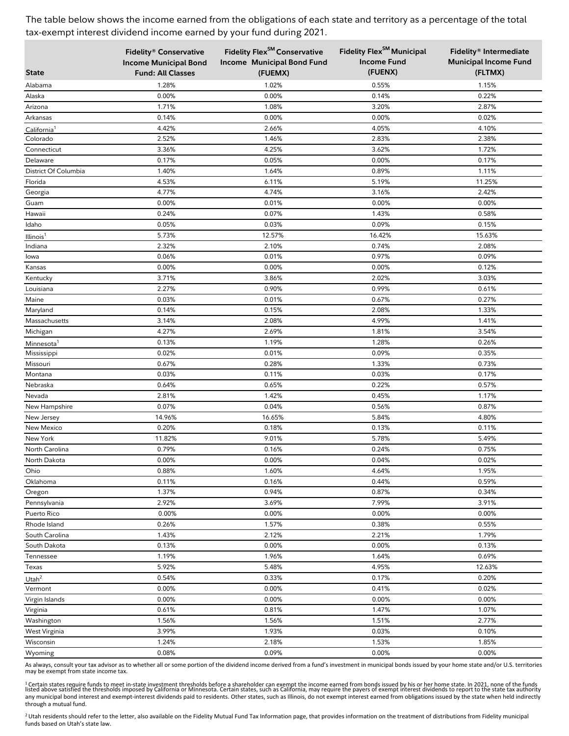The table below shows the income earned from the obligations of each state and territory as a percentage of the total tax-exempt interest dividend income earned by your fund during 2021.

| State | Fidelity® Conservative Income Municipal Bond Fund: All Classes | Fidelity Flex℠ Conservative Income Municipal Bond Fund (FUEMX) | Fidelity Flex℠ Municipal Income Fund (FUENX) | Fidelity® Intermediate Municipal Income Fund (FLTMX) |
|---|---|---|---|---|
| Alabama | 1.28% | 1.02% | 0.55% | 1.15% |
| Alaska | 0.00% | 0.00% | 0.14% | 0.22% |
| Arizona | 1.71% | 1.08% | 3.20% | 2.87% |
| Arkansas | 0.14% | 0.00% | 0.00% | 0.02% |
| California[1] | 4.42% | 2.66% | 4.05% | 4.10% |
| Colorado | 2.52% | 1.46% | 2.83% | 2.38% |
| Connecticut | 3.36% | 4.25% | 3.62% | 1.72% |
| Delaware | 0.17% | 0.05% | 0.00% | 0.17% |
| District Of Columbia | 1.40% | 1.64% | 0.89% | 1.11% |
| Florida | 4.53% | 6.11% | 5.19% | 11.25% |
| Georgia | 4.77% | 4.74% | 3.16% | 2.42% |
| Guam | 0.00% | 0.01% | 0.00% | 0.00% |
| Hawaii | 0.24% | 0.07% | 1.43% | 0.58% |
| Idaho | 0.05% | 0.03% | 0.09% | 0.15% |
| Illinois[1] | 5.73% | 12.57% | 16.42% | 15.63% |
| Indiana | 2.32% | 2.10% | 0.74% | 2.08% |
| Iowa | 0.06% | 0.01% | 0.97% | 0.09% |
| Kansas | 0.00% | 0.00% | 0.00% | 0.12% |
| Kentucky | 3.71% | 3.86% | 2.02% | 3.03% |
| Louisiana | 2.27% | 0.90% | 0.99% | 0.61% |
| Maine | 0.03% | 0.01% | 0.67% | 0.27% |
| Maryland | 0.14% | 0.15% | 2.08% | 1.33% |
| Massachusetts | 3.14% | 2.08% | 4.99% | 1.41% |
| Michigan | 4.27% | 2.69% | 1.81% | 3.54% |
| Minnesota[1] | 0.13% | 1.19% | 1.28% | 0.26% |
| Mississippi | 0.02% | 0.01% | 0.09% | 0.35% |
| Missouri | 0.67% | 0.28% | 1.33% | 0.73% |
| Montana | 0.03% | 0.11% | 0.03% | 0.17% |
| Nebraska | 0.64% | 0.65% | 0.22% | 0.57% |
| Nevada | 2.81% | 1.42% | 0.45% | 1.17% |
| New Hampshire | 0.07% | 0.04% | 0.56% | 0.87% |
| New Jersey | 14.96% | 16.65% | 5.84% | 4.80% |
| New Mexico | 0.20% | 0.18% | 0.13% | 0.11% |
| New York | 11.82% | 9.01% | 5.78% | 5.49% |
| North Carolina | 0.79% | 0.16% | 0.24% | 0.75% |
| North Dakota | 0.00% | 0.00% | 0.04% | 0.02% |
| Ohio | 0.88% | 1.60% | 4.64% | 1.95% |
| Oklahoma | 0.11% | 0.16% | 0.44% | 0.59% |
| Oregon | 1.37% | 0.94% | 0.87% | 0.34% |
| Pennsylvania | 2.92% | 3.69% | 7.99% | 3.91% |
| Puerto Rico | 0.00% | 0.00% | 0.00% | 0.00% |
| Rhode Island | 0.26% | 1.57% | 0.38% | 0.55% |
| South Carolina | 1.43% | 2.12% | 2.21% | 1.79% |
| South Dakota | 0.13% | 0.00% | 0.00% | 0.13% |
| Tennessee | 1.19% | 1.96% | 1.64% | 0.69% |
| Texas | 5.92% | 5.48% | 4.95% | 12.63% |
| Utah[2] | 0.54% | 0.33% | 0.17% | 0.20% |
| Vermont | 0.00% | 0.00% | 0.41% | 0.02% |
| Virgin Islands | 0.00% | 0.00% | 0.00% | 0.00% |
| Virginia | 0.61% | 0.81% | 1.47% | 1.07% |
| Washington | 1.56% | 1.56% | 1.51% | 2.77% |
| West Virginia | 3.99% | 1.93% | 0.03% | 0.10% |
| Wisconsin | 1.24% | 2.18% | 1.53% | 1.85% |
| Wyoming | 0.08% | 0.09% | 0.00% | 0.00% |

As always, consult your tax advisor as to whether all or some portion of the dividend income derived from a fund's investment in municipal bonds issued by your home state and/or U.S. territories may be exempt from state income tax.

[1] Certain states require funds to meet in-state investment thresholds before a shareholder can exempt the income earned from bonds issued by his or her home state. In 2021, none of the funds listed above satisfied the thresholds imposed by California or Minnesota. Certain states, such as California, may require the payers of exempt interest dividends to report to the state tax authority any municipal bond interest and exempt-interest dividends paid to residents. Other states, such as Illinois, do not exempt interest earned from obligations issued by the state when held indirectly through a mutual fund.

[2] Utah residents should refer to the letter, also available on the Fidelity Mutual Fund Tax Information page, that provides information on the treatment of distributions from Fidelity municipal funds based on Utah's state law.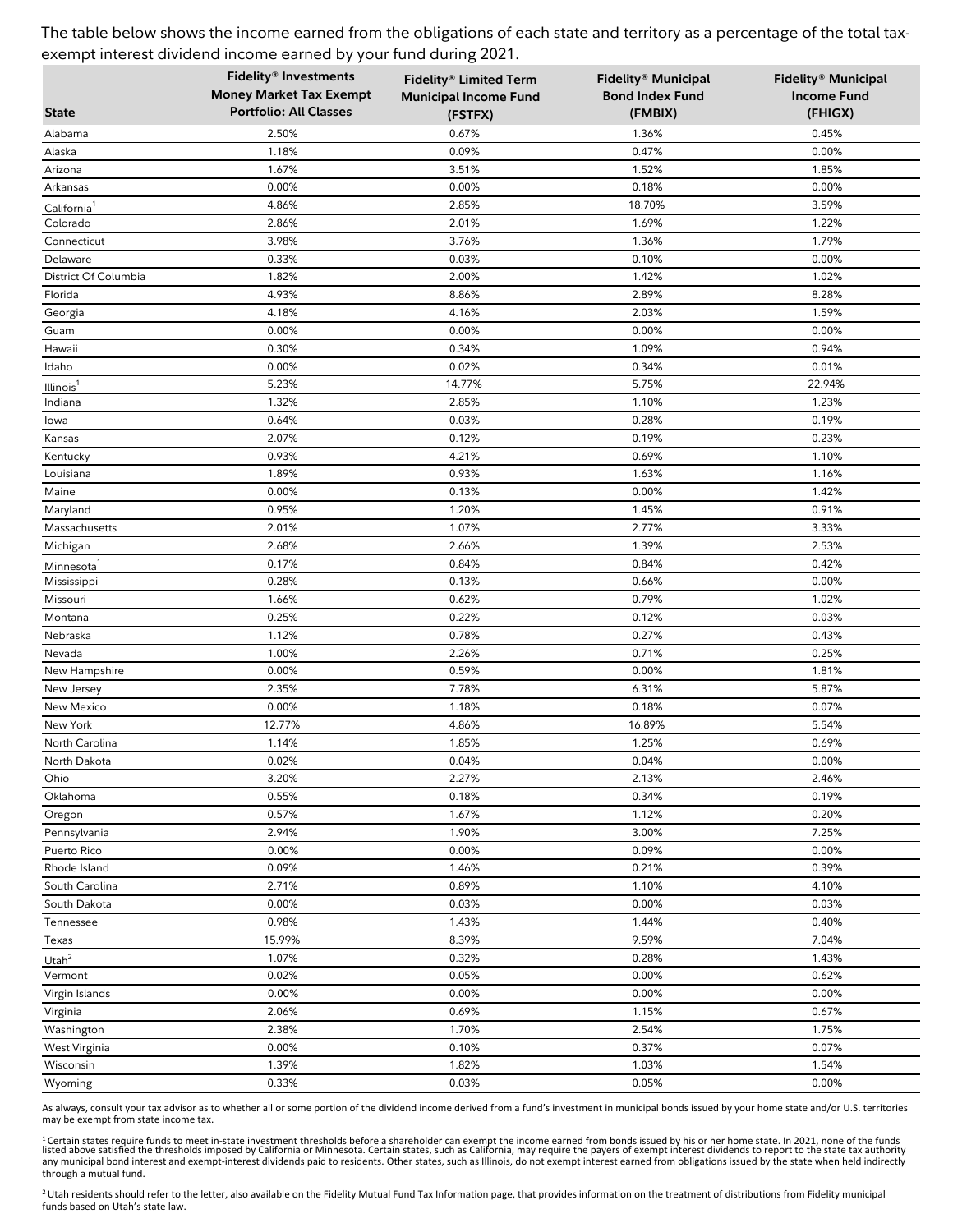The table below shows the income earned from the obligations of each state and territory as a percentage of the total tax-exempt interest dividend income earned by your fund during 2021.

| State | Fidelity® Investments Money Market Tax Exempt Portfolio: All Classes | Fidelity® Limited Term Municipal Income Fund (FSTFX) | Fidelity® Municipal Bond Index Fund (FMBIX) | Fidelity® Municipal Income Fund (FHIGX) |
|---|---|---|---|---|
| Alabama | 2.50% | 0.67% | 1.36% | 0.45% |
| Alaska | 1.18% | 0.09% | 0.47% | 0.00% |
| Arizona | 1.67% | 3.51% | 1.52% | 1.85% |
| Arkansas | 0.00% | 0.00% | 0.18% | 0.00% |
| California[1] | 4.86% | 2.85% | 18.70% | 3.59% |
| Colorado | 2.86% | 2.01% | 1.69% | 1.22% |
| Connecticut | 3.98% | 3.76% | 1.36% | 1.79% |
| Delaware | 0.33% | 0.03% | 0.10% | 0.00% |
| District Of Columbia | 1.82% | 2.00% | 1.42% | 1.02% |
| Florida | 4.93% | 8.86% | 2.89% | 8.28% |
| Georgia | 4.18% | 4.16% | 2.03% | 1.59% |
| Guam | 0.00% | 0.00% | 0.00% | 0.00% |
| Hawaii | 0.30% | 0.34% | 1.09% | 0.94% |
| Idaho | 0.00% | 0.02% | 0.34% | 0.01% |
| Illinois[1] | 5.23% | 14.77% | 5.75% | 22.94% |
| Indiana | 1.32% | 2.85% | 1.10% | 1.23% |
| Iowa | 0.64% | 0.03% | 0.28% | 0.19% |
| Kansas | 2.07% | 0.12% | 0.19% | 0.23% |
| Kentucky | 0.93% | 4.21% | 0.69% | 1.10% |
| Louisiana | 1.89% | 0.93% | 1.63% | 1.16% |
| Maine | 0.00% | 0.13% | 0.00% | 1.42% |
| Maryland | 0.95% | 1.20% | 1.45% | 0.91% |
| Massachusetts | 2.01% | 1.07% | 2.77% | 3.33% |
| Michigan | 2.68% | 2.66% | 1.39% | 2.53% |
| Minnesota[1] | 0.17% | 0.84% | 0.84% | 0.42% |
| Mississippi | 0.28% | 0.13% | 0.66% | 0.00% |
| Missouri | 1.66% | 0.62% | 0.79% | 1.02% |
| Montana | 0.25% | 0.22% | 0.12% | 0.03% |
| Nebraska | 1.12% | 0.78% | 0.27% | 0.43% |
| Nevada | 1.00% | 2.26% | 0.71% | 0.25% |
| New Hampshire | 0.00% | 0.59% | 0.00% | 1.81% |
| New Jersey | 2.35% | 7.78% | 6.31% | 5.87% |
| New Mexico | 0.00% | 1.18% | 0.18% | 0.07% |
| New York | 12.77% | 4.86% | 16.89% | 5.54% |
| North Carolina | 1.14% | 1.85% | 1.25% | 0.69% |
| North Dakota | 0.02% | 0.04% | 0.04% | 0.00% |
| Ohio | 3.20% | 2.27% | 2.13% | 2.46% |
| Oklahoma | 0.55% | 0.18% | 0.34% | 0.19% |
| Oregon | 0.57% | 1.67% | 1.12% | 0.20% |
| Pennsylvania | 2.94% | 1.90% | 3.00% | 7.25% |
| Puerto Rico | 0.00% | 0.00% | 0.09% | 0.00% |
| Rhode Island | 0.09% | 1.46% | 0.21% | 0.39% |
| South Carolina | 2.71% | 0.89% | 1.10% | 4.10% |
| South Dakota | 0.00% | 0.03% | 0.00% | 0.03% |
| Tennessee | 0.98% | 1.43% | 1.44% | 0.40% |
| Texas | 15.99% | 8.39% | 9.59% | 7.04% |
| Utah[2] | 1.07% | 0.32% | 0.28% | 1.43% |
| Vermont | 0.02% | 0.05% | 0.00% | 0.62% |
| Virgin Islands | 0.00% | 0.00% | 0.00% | 0.00% |
| Virginia | 2.06% | 0.69% | 1.15% | 0.67% |
| Washington | 2.38% | 1.70% | 2.54% | 1.75% |
| West Virginia | 0.00% | 0.10% | 0.37% | 0.07% |
| Wisconsin | 1.39% | 1.82% | 1.03% | 1.54% |
| Wyoming | 0.33% | 0.03% | 0.05% | 0.00% |

As always, consult your tax advisor as to whether all or some portion of the dividend income derived from a fund's investment in municipal bonds issued by your home state and/or U.S. territories may be exempt from state income tax.

[1] Certain states require funds to meet in-state investment thresholds before a shareholder can exempt the income earned from bonds issued by his or her home state. In 2021, none of the funds listed above satisfied the thresholds imposed by California or Minnesota. Certain states, such as California, may require the payers of exempt interest dividends to report to the state tax authority any municipal bond interest and exempt-interest dividends paid to residents. Other states, such as Illinois, do not exempt interest earned from obligations issued by the state when held indirectly through a mutual fund.

[2] Utah residents should refer to the letter, also available on the Fidelity Mutual Fund Tax Information page, that provides information on the treatment of distributions from Fidelity municipal funds based on Utah's state law.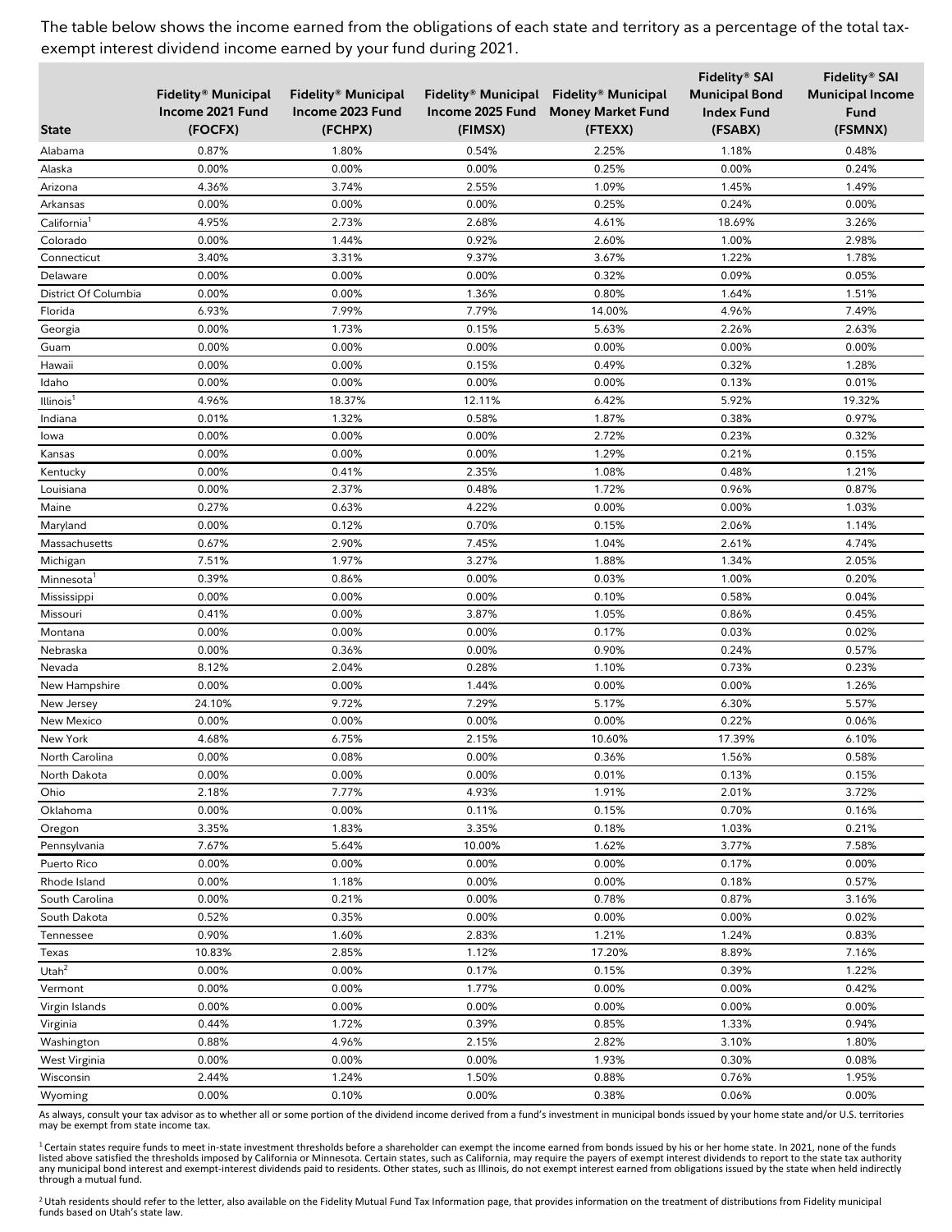The table below shows the income earned from the obligations of each state and territory as a percentage of the total tax-exempt interest dividend income earned by your fund during 2021.

| State | Fidelity® Municipal Income 2021 Fund (FOCFX) | Fidelity® Municipal Income 2023 Fund (FCHPX) | Fidelity® Municipal Income 2025 Fund (FIMSX) | Fidelity® Municipal Money Market Fund (FTEXX) | Fidelity® SAI Municipal Bond Index Fund (FSABX) | Fidelity® SAI Municipal Income Fund (FSMNX) |
|---|---|---|---|---|---|---|
| Alabama | 0.87% | 1.80% | 0.54% | 2.25% | 1.18% | 0.48% |
| Alaska | 0.00% | 0.00% | 0.00% | 0.25% | 0.00% | 0.24% |
| Arizona | 4.36% | 3.74% | 2.55% | 1.09% | 1.45% | 1.49% |
| Arkansas | 0.00% | 0.00% | 0.00% | 0.25% | 0.24% | 0.00% |
| California[1] | 4.95% | 2.73% | 2.68% | 4.61% | 18.69% | 3.26% |
| Colorado | 0.00% | 1.44% | 0.92% | 2.60% | 1.00% | 2.98% |
| Connecticut | 3.40% | 3.31% | 9.37% | 3.67% | 1.22% | 1.78% |
| Delaware | 0.00% | 0.00% | 0.00% | 0.32% | 0.09% | 0.05% |
| District Of Columbia | 0.00% | 0.00% | 1.36% | 0.80% | 1.64% | 1.51% |
| Florida | 6.93% | 7.99% | 7.79% | 14.00% | 4.96% | 7.49% |
| Georgia | 0.00% | 1.73% | 0.15% | 5.63% | 2.26% | 2.63% |
| Guam | 0.00% | 0.00% | 0.00% | 0.00% | 0.00% | 0.00% |
| Hawaii | 0.00% | 0.00% | 0.15% | 0.49% | 0.32% | 1.28% |
| Idaho | 0.00% | 0.00% | 0.00% | 0.00% | 0.13% | 0.01% |
| Illinois[1] | 4.96% | 18.37% | 12.11% | 6.42% | 5.92% | 19.32% |
| Indiana | 0.01% | 1.32% | 0.58% | 1.87% | 0.38% | 0.97% |
| Iowa | 0.00% | 0.00% | 0.00% | 2.72% | 0.23% | 0.32% |
| Kansas | 0.00% | 0.00% | 0.00% | 1.29% | 0.21% | 0.15% |
| Kentucky | 0.00% | 0.41% | 2.35% | 1.08% | 0.48% | 1.21% |
| Louisiana | 0.00% | 2.37% | 0.48% | 1.72% | 0.96% | 0.87% |
| Maine | 0.27% | 0.63% | 4.22% | 0.00% | 0.00% | 1.03% |
| Maryland | 0.00% | 0.12% | 0.70% | 0.15% | 2.06% | 1.14% |
| Massachusetts | 0.67% | 2.90% | 7.45% | 1.04% | 2.61% | 4.74% |
| Michigan | 7.51% | 1.97% | 3.27% | 1.88% | 1.34% | 2.05% |
| Minnesota[1] | 0.39% | 0.86% | 0.00% | 0.03% | 1.00% | 0.20% |
| Mississippi | 0.00% | 0.00% | 0.00% | 0.10% | 0.58% | 0.04% |
| Missouri | 0.41% | 0.00% | 3.87% | 1.05% | 0.86% | 0.45% |
| Montana | 0.00% | 0.00% | 0.00% | 0.17% | 0.03% | 0.02% |
| Nebraska | 0.00% | 0.36% | 0.00% | 0.90% | 0.24% | 0.57% |
| Nevada | 8.12% | 2.04% | 0.28% | 1.10% | 0.73% | 0.23% |
| New Hampshire | 0.00% | 0.00% | 1.44% | 0.00% | 0.00% | 1.26% |
| New Jersey | 24.10% | 9.72% | 7.29% | 5.17% | 6.30% | 5.57% |
| New Mexico | 0.00% | 0.00% | 0.00% | 0.00% | 0.22% | 0.06% |
| New York | 4.68% | 6.75% | 2.15% | 10.60% | 17.39% | 6.10% |
| North Carolina | 0.00% | 0.08% | 0.00% | 0.36% | 1.56% | 0.58% |
| North Dakota | 0.00% | 0.00% | 0.00% | 0.01% | 0.13% | 0.15% |
| Ohio | 2.18% | 7.77% | 4.93% | 1.91% | 2.01% | 3.72% |
| Oklahoma | 0.00% | 0.00% | 0.11% | 0.15% | 0.70% | 0.16% |
| Oregon | 3.35% | 1.83% | 3.35% | 0.18% | 1.03% | 0.21% |
| Pennsylvania | 7.67% | 5.64% | 10.00% | 1.62% | 3.77% | 7.58% |
| Puerto Rico | 0.00% | 0.00% | 0.00% | 0.00% | 0.17% | 0.00% |
| Rhode Island | 0.00% | 1.18% | 0.00% | 0.00% | 0.18% | 0.57% |
| South Carolina | 0.00% | 0.21% | 0.00% | 0.78% | 0.87% | 3.16% |
| South Dakota | 0.52% | 0.35% | 0.00% | 0.00% | 0.00% | 0.02% |
| Tennessee | 0.90% | 1.60% | 2.83% | 1.21% | 1.24% | 0.83% |
| Texas | 10.83% | 2.85% | 1.12% | 17.20% | 8.89% | 7.16% |
| Utah[2] | 0.00% | 0.00% | 0.17% | 0.15% | 0.39% | 1.22% |
| Vermont | 0.00% | 0.00% | 1.77% | 0.00% | 0.00% | 0.42% |
| Virgin Islands | 0.00% | 0.00% | 0.00% | 0.00% | 0.00% | 0.00% |
| Virginia | 0.44% | 1.72% | 0.39% | 0.85% | 1.33% | 0.94% |
| Washington | 0.88% | 4.96% | 2.15% | 2.82% | 3.10% | 1.80% |
| West Virginia | 0.00% | 0.00% | 0.00% | 1.93% | 0.30% | 0.08% |
| Wisconsin | 2.44% | 1.24% | 1.50% | 0.88% | 0.76% | 1.95% |
| Wyoming | 0.00% | 0.10% | 0.00% | 0.38% | 0.06% | 0.00% |

As always, consult your tax advisor as to whether all or some portion of the dividend income derived from a fund's investment in municipal bonds issued by your home state and/or U.S. territories may be exempt from state income tax.

[1] Certain states require funds to meet in-state investment thresholds before a shareholder can exempt the income earned from bonds issued by his or her home state. In 2021, none of the funds listed above satisfied the thresholds imposed by California or Minnesota. Certain states, such as California, may require the payers of exempt interest dividends to report to the state tax authority any municipal bond interest and exempt-interest dividends paid to residents. Other states, such as Illinois, do not exempt interest earned from obligations issued by the state when held indirectly through a mutual fund.

[2] Utah residents should refer to the letter, also available on the Fidelity Mutual Fund Tax Information page, that provides information on the treatment of distributions from Fidelity municipal funds based on Utah's state law.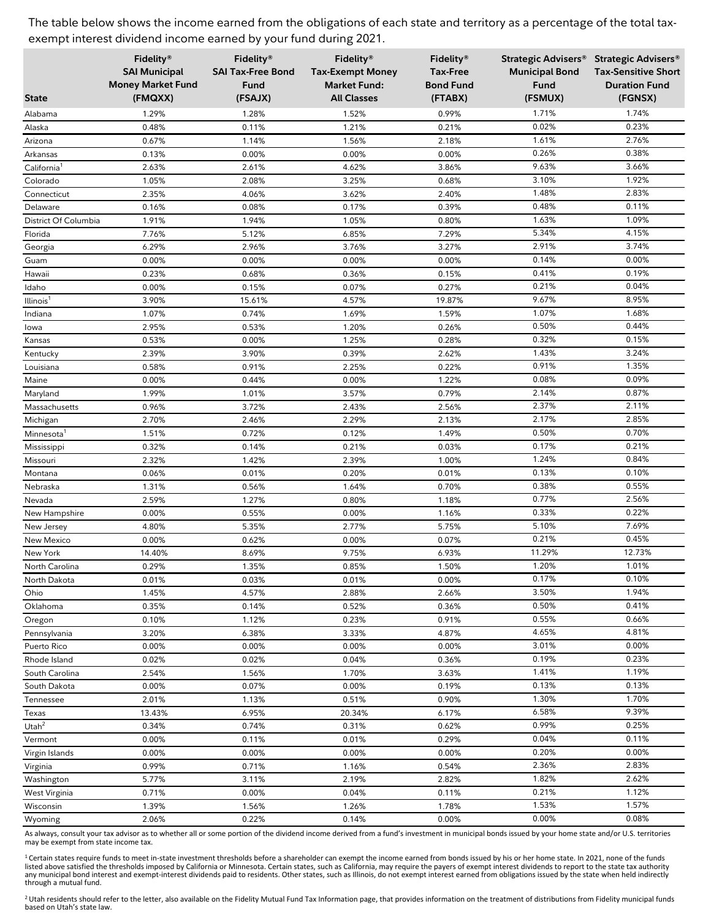The table below shows the income earned from the obligations of each state and territory as a percentage of the total tax-exempt interest dividend income earned by your fund during 2021.

| State | Fidelity® SAI Municipal Money Market Fund (FMQXX) | Fidelity® SAI Tax-Free Bond Fund (FSAJX) | Fidelity® Tax-Exempt Money Market Fund: All Classes | Fidelity® Tax-Free Bond Fund (FTABX) | Strategic Advisers® Municipal Bond Fund (FSMUX) | Strategic Advisers® Tax-Sensitive Short Duration Fund (FGNSX) |
|---|---|---|---|---|---|---|
| Alabama | 1.29% | 1.28% | 1.52% | 0.99% | 1.71% | 1.74% |
| Alaska | 0.48% | 0.11% | 1.21% | 0.21% | 0.02% | 0.23% |
| Arizona | 0.67% | 1.14% | 1.56% | 2.18% | 1.61% | 2.76% |
| Arkansas | 0.13% | 0.00% | 0.00% | 0.00% | 0.26% | 0.38% |
| California[1] | 2.63% | 2.61% | 4.62% | 3.86% | 9.63% | 3.66% |
| Colorado | 1.05% | 2.08% | 3.25% | 0.68% | 3.10% | 1.92% |
| Connecticut | 2.35% | 4.06% | 3.62% | 2.40% | 1.48% | 2.83% |
| Delaware | 0.16% | 0.08% | 0.17% | 0.39% | 0.48% | 0.11% |
| District Of Columbia | 1.91% | 1.94% | 1.05% | 0.80% | 1.63% | 1.09% |
| Florida | 7.76% | 5.12% | 6.85% | 7.29% | 5.34% | 4.15% |
| Georgia | 6.29% | 2.96% | 3.76% | 3.27% | 2.91% | 3.74% |
| Guam | 0.00% | 0.00% | 0.00% | 0.00% | 0.14% | 0.00% |
| Hawaii | 0.23% | 0.68% | 0.36% | 0.15% | 0.41% | 0.19% |
| Idaho | 0.00% | 0.15% | 0.07% | 0.27% | 0.21% | 0.04% |
| Illinois[1] | 3.90% | 15.61% | 4.57% | 19.87% | 9.67% | 8.95% |
| Indiana | 1.07% | 0.74% | 1.69% | 1.59% | 1.07% | 1.68% |
| Iowa | 2.95% | 0.53% | 1.20% | 0.26% | 0.50% | 0.44% |
| Kansas | 0.53% | 0.00% | 1.25% | 0.28% | 0.32% | 0.15% |
| Kentucky | 2.39% | 3.90% | 0.39% | 2.62% | 1.43% | 3.24% |
| Louisiana | 0.58% | 0.91% | 2.25% | 0.22% | 0.91% | 1.35% |
| Maine | 0.00% | 0.44% | 0.00% | 1.22% | 0.08% | 0.09% |
| Maryland | 1.99% | 1.01% | 3.57% | 0.79% | 2.14% | 0.87% |
| Massachusetts | 0.96% | 3.72% | 2.43% | 2.56% | 2.37% | 2.11% |
| Michigan | 2.70% | 2.46% | 2.29% | 2.13% | 2.17% | 2.85% |
| Minnesota[1] | 1.51% | 0.72% | 0.12% | 1.49% | 0.50% | 0.70% |
| Mississippi | 0.32% | 0.14% | 0.21% | 0.03% | 0.17% | 0.21% |
| Missouri | 2.32% | 1.42% | 2.39% | 1.00% | 1.24% | 0.84% |
| Montana | 0.06% | 0.01% | 0.20% | 0.01% | 0.13% | 0.10% |
| Nebraska | 1.31% | 0.56% | 1.64% | 0.70% | 0.38% | 0.55% |
| Nevada | 2.59% | 1.27% | 0.80% | 1.18% | 0.77% | 2.56% |
| New Hampshire | 0.00% | 0.55% | 0.00% | 1.16% | 0.33% | 0.22% |
| New Jersey | 4.80% | 5.35% | 2.77% | 5.75% | 5.10% | 7.69% |
| New Mexico | 0.00% | 0.62% | 0.00% | 0.07% | 0.21% | 0.45% |
| New York | 14.40% | 8.69% | 9.75% | 6.93% | 11.29% | 12.73% |
| North Carolina | 0.29% | 1.35% | 0.85% | 1.50% | 1.20% | 1.01% |
| North Dakota | 0.01% | 0.03% | 0.01% | 0.00% | 0.17% | 0.10% |
| Ohio | 1.45% | 4.57% | 2.88% | 2.66% | 3.50% | 1.94% |
| Oklahoma | 0.35% | 0.14% | 0.52% | 0.36% | 0.50% | 0.41% |
| Oregon | 0.10% | 1.12% | 0.23% | 0.91% | 0.55% | 0.66% |
| Pennsylvania | 3.20% | 6.38% | 3.33% | 4.87% | 4.65% | 4.81% |
| Puerto Rico | 0.00% | 0.00% | 0.00% | 0.00% | 3.01% | 0.00% |
| Rhode Island | 0.02% | 0.02% | 0.04% | 0.36% | 0.19% | 0.23% |
| South Carolina | 2.54% | 1.56% | 1.70% | 3.63% | 1.41% | 1.19% |
| South Dakota | 0.00% | 0.07% | 0.00% | 0.19% | 0.13% | 0.13% |
| Tennessee | 2.01% | 1.13% | 0.51% | 0.90% | 1.30% | 1.70% |
| Texas | 13.43% | 6.95% | 20.34% | 6.17% | 6.58% | 9.39% |
| Utah[2] | 0.34% | 0.74% | 0.31% | 0.62% | 0.99% | 0.25% |
| Vermont | 0.00% | 0.11% | 0.01% | 0.29% | 0.04% | 0.11% |
| Virgin Islands | 0.00% | 0.00% | 0.00% | 0.00% | 0.20% | 0.00% |
| Virginia | 0.99% | 0.71% | 1.16% | 0.54% | 2.36% | 2.83% |
| Washington | 5.77% | 3.11% | 2.19% | 2.82% | 1.82% | 2.62% |
| West Virginia | 0.71% | 0.00% | 0.04% | 0.11% | 0.21% | 1.12% |
| Wisconsin | 1.39% | 1.56% | 1.26% | 1.78% | 1.53% | 1.57% |
| Wyoming | 2.06% | 0.22% | 0.14% | 0.00% | 0.00% | 0.08% |

As always, consult your tax advisor as to whether all or some portion of the dividend income derived from a fund's investment in municipal bonds issued by your home state and/or U.S. territories may be exempt from state income tax.

[1] Certain states require funds to meet in-state investment thresholds before a shareholder can exempt the income earned from bonds issued by his or her home state. In 2021, none of the funds listed above satisfied the thresholds imposed by California or Minnesota. Certain states, such as California, may require the payers of exempt interest dividends to report to the state tax authority any municipal bond interest and exempt-interest dividends paid to residents. Other states, such as Illinois, do not exempt interest earned from obligations issued by the state when held indirectly through a mutual fund.

[2] Utah residents should refer to the letter, also available on the Fidelity Mutual Fund Tax Information page, that provides information on the treatment of distributions from Fidelity municipal funds based on Utah's state law.